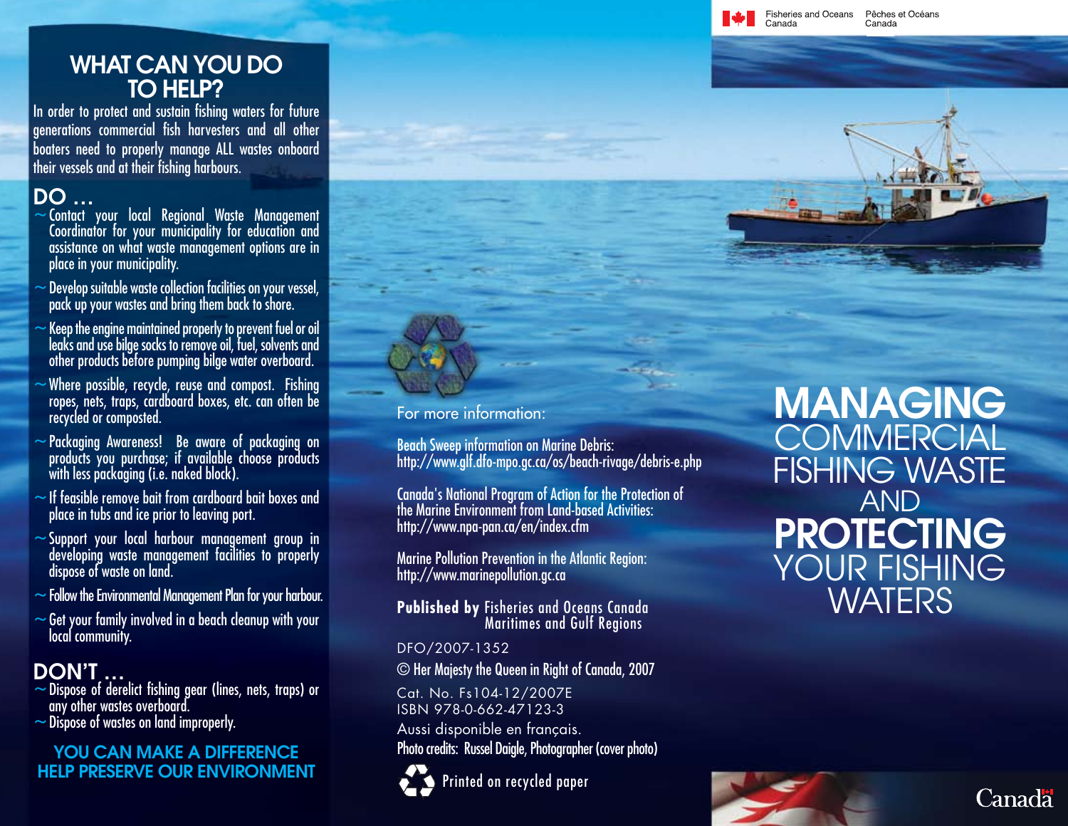# WHAT CAN YOU DO TO HELP?

In order to protect and sustain fishing waters for future generations commercial fish harvesters and all other boaters need to properly manage ALL wastes onboard their vessels and at their fishing harbours.

## DO ...

- Contact your local Regional Waste Management Coordinator for your municipality for education and assistance on what waste management options are in place in your municipality.
- Develop suitable waste collection facilities on your vessel, pack up your wastes and bring them back to shore.
- Keep the engine maintained properly to prevent fuel or oil leaks and use bilge socks to remove oil, fuel, solvents and other products before pumping bilge water overboard.
- Where possible, recycle, reuse and compost. Fishing ropes, nets, traps, cardboard boxes, etc. can often be recycled or composted.
- Packaging Awareness! Be aware of packaging on products you purchase; if available choose products with less packaging (i.e. naked block).
- If feasible remove bait from cardboard bait boxes and place in tubs and ice prior to leaving port.
- Support your local harbour management group in developing waste management facilities to properly dispose of waste on land.
- Follow the Environmental Management Plan for your harbour.
- Get your family involved in a beach cleanup with your local community.

## DON'T ...

- Dispose of derelict fishing gear (lines, nets, traps) or any other wastes overboard.
- Dispose of wastes on land improperly.

**YOU CAN MAKE A DIFFERENCE**
**HELP PRESERVE OUR ENVIRONMENT**

For more information:

Beach Sweep information on Marine Debris:
http://www.glf.dfo-mpo.gc.ca/os/beach-rivage/debris-e.php

Canada's National Program of Action for the Protection of the Marine Environment from Land-based Activities:
http://www.npa-pan.ca/en/index.cfm

Marine Pollution Prevention in the Atlantic Region:
http://www.marinepollution.gc.ca

**Published by** Fisheries and Oceans Canada
Maritimes and Gulf Regions

DFO/2007-1352

© Her Majesty the Queen in Right of Canada, 2007

Cat. No. Fs104-12/2007E
ISBN 978-0-662-47123-3

Aussi disponible en français.

Photo credits: Russel Daigle, Photographer (cover photo)

Printed on recycled paper

Fisheries and Oceans Canada / Pêches et Océans Canada

# MANAGING COMMERCIAL FISHING WASTE AND PROTECTING YOUR FISHING WATERS

Canada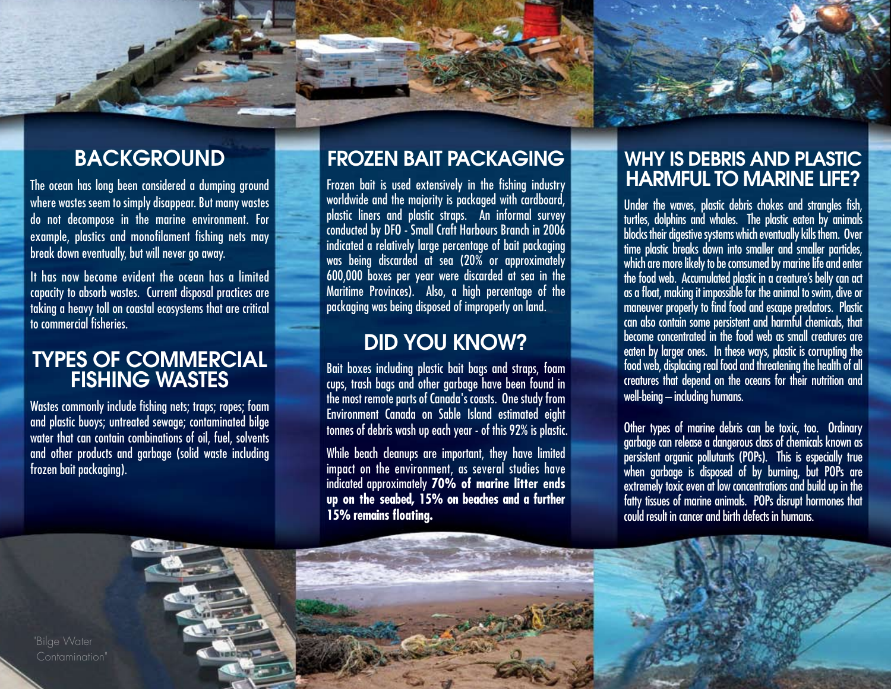## BACKGROUND

The ocean has long been considered a dumping ground where wastes seem to simply disappear. But many wastes do not decompose in the marine environment. For example, plastics and monofilament fishing nets may break down eventually, but will never go away.

It has now become evident the ocean has a limited capacity to absorb wastes. Current disposal practices are taking a heavy toll on coastal ecosystems that are critical to commercial fisheries.

## TYPES OF COMMERCIAL FISHING WASTES

Wastes commonly include fishing nets; traps; ropes; foam and plastic buoys; untreated sewage; contaminated bilge water that can contain combinations of oil, fuel, solvents and other products and garbage (solid waste including frozen bait packaging).

"Bilge Water Contamination"

## FROZEN BAIT PACKAGING

Frozen bait is used extensively in the fishing industry worldwide and the majority is packaged with cardboard, plastic liners and plastic straps. An informal survey conducted by DFO - Small Craft Harbours Branch in 2006 indicated a relatively large percentage of bait packaging was being discarded at sea (20% or approximately 600,000 boxes per year were discarded at sea in the Maritime Provinces). Also, a high percentage of the packaging was being disposed of improperly on land.

## DID YOU KNOW?

Bait boxes including plastic bait bags and straps, foam cups, trash bags and other garbage have been found in the most remote parts of Canada's coasts. One study from Environment Canada on Sable Island estimated eight tonnes of debris wash up each year - of this 92% is plastic.

While beach cleanups are important, they have limited impact on the environment, as several studies have indicated approximately **70% of marine litter ends up on the seabed, 15% on beaches and a further 15% remains floating.**

## WHY IS DEBRIS AND PLASTIC HARMFUL TO MARINE LIFE?

Under the waves, plastic debris chokes and strangles fish, turtles, dolphins and whales. The plastic eaten by animals blocks their digestive systems which eventually kills them. Over time plastic breaks down into smaller and smaller particles, which are more likely to be comsumed by marine life and enter the food web. Accumulated plastic in a creature's belly can act as a float, making it impossible for the animal to swim, dive or maneuver properly to find food and escape predators. Plastic can also contain some persistent and harmful chemicals, that become concentrated in the food web as small creatures are eaten by larger ones. In these ways, plastic is corrupting the food web, displacing real food and threatening the health of all creatures that depend on the oceans for their nutrition and well-being – including humans.

Other types of marine debris can be toxic, too. Ordinary garbage can release a dangerous class of chemicals known as persistent organic pollutants (POPs). This is especially true when garbage is disposed of by burning, but POPs are extremely toxic even at low concentrations and build up in the fatty tissues of marine animals. POPs disrupt hormones that could result in cancer and birth defects in humans.